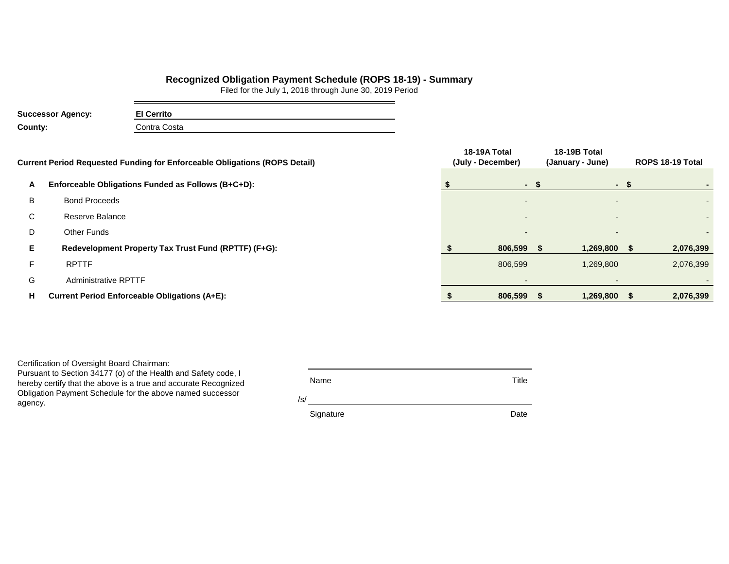# Recognized Obligation Payment Schedule (ROPS 18-19) - Summary

Filed for the July 1, 2018 through June 30, 2019 Period

**Successor Agency:** **El Cerrito**

**County:** Contra Costa

| | Current Period Requested Funding for Enforceable Obligations (ROPS Detail) | 18-19A Total (July - December) | 18-19B Total (January - June) | ROPS 18-19 Total |
|---|---|---|---|---|
| **A** | **Enforceable Obligations Funded as Follows (B+C+D):** | **$ -** | **$ -** | **$ -** |
| B | Bond Proceeds | - | - | - |
| C | Reserve Balance | - | - | - |
| D | Other Funds | - | - | - |
| **E** | **Redevelopment Property Tax Trust Fund (RPTTF) (F+G):** | **$ 806,599** | **$ 1,269,800** | **$ 2,076,399** |
| F | RPTTF | 806,599 | 1,269,800 | 2,076,399 |
| G | Administrative RPTTF | - | - | - |
| **H** | **Current Period Enforceable Obligations (A+E):** | **$ 806,599** | **$ 1,269,800** | **$ 2,076,399** |

Certification of Oversight Board Chairman:
Pursuant to Section 34177 (o) of the Health and Safety code, I hereby certify that the above is a true and accurate Recognized Obligation Payment Schedule for the above named successor agency.

Name | Title

/s/

Signature | Date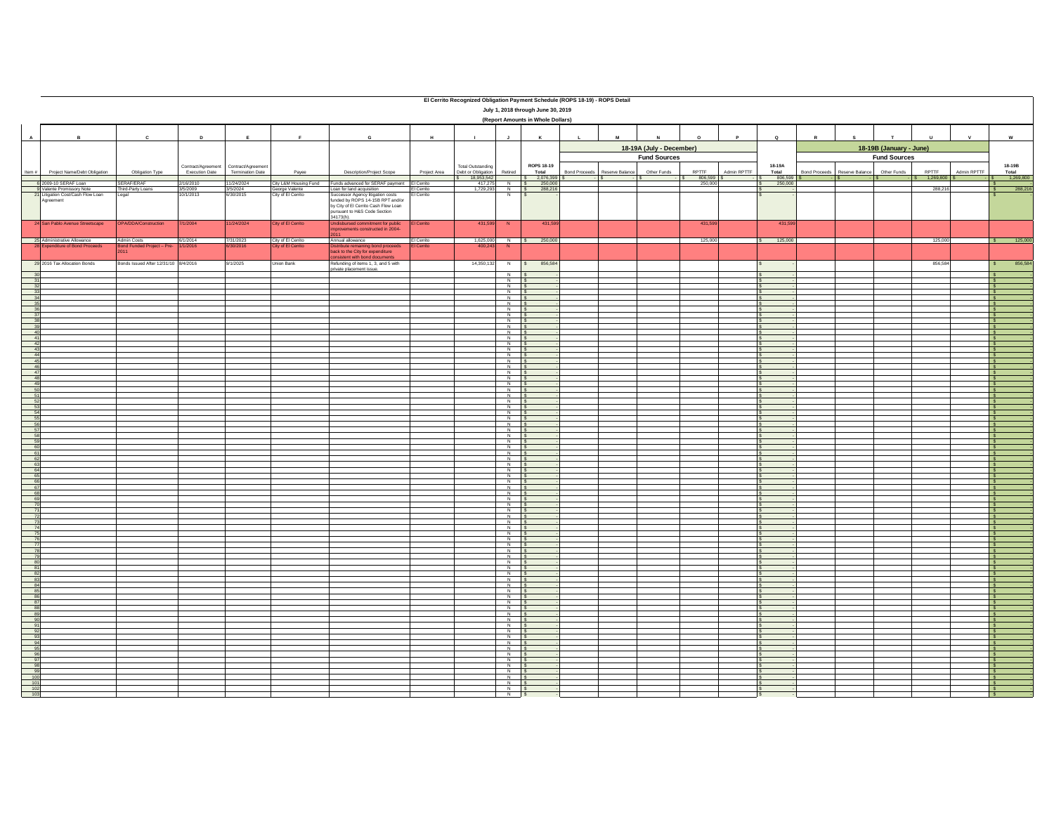# El Cerrito Recognized Obligation Payment Schedule (ROPS 18-19) - ROPS Detail

**July 1, 2018 through June 30, 2019**

**(Report Amounts in Whole Dollars)**

| A | B | C | D | E | F | G | H | I | J | K | L | M | N | O | P | Q | R | S | T | U | V | W |
|---|---|---|---|---|---|---|---|---|---|---|---|---|---|---|---|---|---|---|---|---|---|---|
| | | | | | | | | | | | 18-19A (July - December) | | | | | | 18-19B (January - June) | | | | | |
| | | | | | | | | | | | Fund Sources | | | | | | Fund Sources | | | | | |
| Item # | Project Name/Debt Obligation | Obligation Type | Contract/Agreement Execution Date | Contract/Agreement Termination Date | Payee | Description/Project Scope | Project Area | Total Outstanding Debt or Obligation | Retired | ROPS 18-19 Total | Bond Proceeds | Reserve Balance | Other Funds | RPTTF | Admin RPTTF | 18-19A Total | Bond Proceeds | Reserve Balance | Other Funds | RPTTF | Admin RPTTF | 18-19B Total |
| | | | | | | | | $ 18,953,542 | | $ 2,076,399 | $ - | $ - | $ - | $ 806,599 | $ - | $ 806,599 | $ - | $ - | $ - | $ 1,269,800 | $ - | $ 1,269,800 |
| 6 | 2009-10 SERAF Loan | SERAF/ERAF | 2/16/2010 | 11/24/2024 | City L&M Housing Fund | Funds advanced for SERAF payment | El Cerrito | 417,275 | N | $ 250,000 | | | | 250,000 | | $ 250,000 | | | | | | $ - |
| 9 | Valente Promissory Note | Third-Party Loans | 3/5/2009 | 3/5/2024 | George Valente | Loan for land acquisition | El Cerrito | 1,729,293 | N | $ 288,216 | | | | | | $ - | | | | 288,216 | | $ 288,216 |
| 21 | Litigation Cost/Cash Flow Loan Agreement | Legal | 10/1/2013 | 6/30/2015 | City of El Cerrito | Successor Agency litigation costs funded by ROPS 14-15B RPT and/or by City of El Cerrito Cash Flow Loan pursuant to H&S Code Section 34173(h). | El Cerrito | | N | $ - | | | | | | $ - | | | | | | $ - |
| 24 | San Pablo Avenue Streetscape | OPA/DDA/Construction | 7/1/2004 | 11/24/2024 | City of El Cerrito | Undisbursed commitment for public improvements constructed in 2004-2011 | El Cerrito | 431,599 | N | 431,599 | | | | 431,599 | | 431,599 | | | | | | |
| 25 | Administrative Allowance | Admin Costs | 6/1/2014 | 7/31/2023 | City of El Cerrito | Annual allowance | El Cerrito | 1,625,000 | N | $ 250,000 | | | | 125,000 | | $ 125,000 | | | | 125,000 | | $ 125,000 |
| 28 | Expenditure of Bond Proceeds | Bond Funded Project – Pre-2011 | 1/1/2016 | 6/30/2016 | City of El Cerrito | Distribute remaining bond proceeds back to the City for expenditure consistent with bond documents | El Cerrito | 400,243 | N | | | | | | | | | | | | | |
| 29 | 2016 Tax Allocation Bonds | Bonds Issued After 12/31/10 | 8/4/2016 | 9/1/2025 | Union Bank | Refunding of items 1, 3, and 5 with private placement issue. | | 14,350,132 | N | $ 856,584 | | | | | | $ - | | | | 856,584 | | $ 856,584 |
| 30 | | | | | | | | | N | $ - | | | | | | $ - | | | | | | $ - |
| 31 | | | | | | | | | N | $ - | | | | | | $ - | | | | | | $ - |
| 32 | | | | | | | | | N | $ - | | | | | | $ - | | | | | | $ - |
| 33 | | | | | | | | | N | $ - | | | | | | $ - | | | | | | $ - |
| 34 | | | | | | | | | N | $ - | | | | | | $ - | | | | | | $ - |
| 35 | | | | | | | | | N | $ - | | | | | | $ - | | | | | | $ - |
| 36 | | | | | | | | | N | $ - | | | | | | $ - | | | | | | $ - |
| 37 | | | | | | | | | N | $ - | | | | | | $ - | | | | | | $ - |
| 38 | | | | | | | | | N | $ - | | | | | | $ - | | | | | | $ - |
| 39 | | | | | | | | | N | $ - | | | | | | $ - | | | | | | $ - |
| 40 | | | | | | | | | N | $ - | | | | | | $ - | | | | | | $ - |
| 41 | | | | | | | | | N | $ - | | | | | | $ - | | | | | | $ - |
| 42 | | | | | | | | | N | $ - | | | | | | $ - | | | | | | $ - |
| 43 | | | | | | | | | N | $ - | | | | | | $ - | | | | | | $ - |
| 44 | | | | | | | | | N | $ - | | | | | | $ - | | | | | | $ - |
| 45 | | | | | | | | | N | $ - | | | | | | $ - | | | | | | $ - |
| 46 | | | | | | | | | N | $ - | | | | | | $ - | | | | | | $ - |
| 47 | | | | | | | | | N | $ - | | | | | | $ - | | | | | | $ - |
| 48 | | | | | | | | | N | $ - | | | | | | $ - | | | | | | $ - |
| 49 | | | | | | | | | N | $ - | | | | | | $ - | | | | | | $ - |
| 50 | | | | | | | | | N | $ - | | | | | | $ - | | | | | | $ - |
| 51 | | | | | | | | | N | $ - | | | | | | $ - | | | | | | $ - |
| 52 | | | | | | | | | N | $ - | | | | | | $ - | | | | | | $ - |
| 53 | | | | | | | | | N | $ - | | | | | | $ - | | | | | | $ - |
| 54 | | | | | | | | | N | $ - | | | | | | $ - | | | | | | $ - |
| 55 | | | | | | | | | N | $ - | | | | | | $ - | | | | | | $ - |
| 56 | | | | | | | | | N | $ - | | | | | | $ - | | | | | | $ - |
| 57 | | | | | | | | | N | $ - | | | | | | $ - | | | | | | $ - |
| 58 | | | | | | | | | N | $ - | | | | | | $ - | | | | | | $ - |
| 59 | | | | | | | | | N | $ - | | | | | | $ - | | | | | | $ - |
| 60 | | | | | | | | | N | $ - | | | | | | $ - | | | | | | $ - |
| 61 | | | | | | | | | N | $ - | | | | | | $ - | | | | | | $ - |
| 62 | | | | | | | | | N | $ - | | | | | | $ - | | | | | | $ - |
| 63 | | | | | | | | | N | $ - | | | | | | $ - | | | | | | $ - |
| 64 | | | | | | | | | N | $ - | | | | | | $ - | | | | | | $ - |
| 65 | | | | | | | | | N | $ - | | | | | | $ - | | | | | | $ - |
| 66 | | | | | | | | | N | $ - | | | | | | $ - | | | | | | $ - |
| 67 | | | | | | | | | N | $ - | | | | | | $ - | | | | | | $ - |
| 68 | | | | | | | | | N | $ - | | | | | | $ - | | | | | | $ - |
| 69 | | | | | | | | | N | $ - | | | | | | $ - | | | | | | $ - |
| 70 | | | | | | | | | N | $ - | | | | | | $ - | | | | | | $ - |
| 71 | | | | | | | | | N | $ - | | | | | | $ - | | | | | | $ - |
| 72 | | | | | | | | | N | $ - | | | | | | $ - | | | | | | $ - |
| 73 | | | | | | | | | N | $ - | | | | | | $ - | | | | | | $ - |
| 74 | | | | | | | | | N | $ - | | | | | | $ - | | | | | | $ - |
| 75 | | | | | | | | | N | $ - | | | | | | $ - | | | | | | $ - |
| 76 | | | | | | | | | N | $ - | | | | | | $ - | | | | | | $ - |
| 77 | | | | | | | | | N | $ - | | | | | | $ - | | | | | | $ - |
| 78 | | | | | | | | | N | $ - | | | | | | $ - | | | | | | $ - |
| 79 | | | | | | | | | N | $ - | | | | | | $ - | | | | | | $ - |
| 80 | | | | | | | | | N | $ - | | | | | | $ - | | | | | | $ - |
| 81 | | | | | | | | | N | $ - | | | | | | $ - | | | | | | $ - |
| 82 | | | | | | | | | N | $ - | | | | | | $ - | | | | | | $ - |
| 83 | | | | | | | | | N | $ - | | | | | | $ - | | | | | | $ - |
| 84 | | | | | | | | | N | $ - | | | | | | $ - | | | | | | $ - |
| 85 | | | | | | | | | N | $ - | | | | | | $ - | | | | | | $ - |
| 86 | | | | | | | | | N | $ - | | | | | | $ - | | | | | | $ - |
| 87 | | | | | | | | | N | $ - | | | | | | $ - | | | | | | $ - |
| 88 | | | | | | | | | N | $ - | | | | | | $ - | | | | | | $ - |
| 89 | | | | | | | | | N | $ - | | | | | | $ - | | | | | | $ - |
| 90 | | | | | | | | | N | $ - | | | | | | $ - | | | | | | $ - |
| 91 | | | | | | | | | N | $ - | | | | | | $ - | | | | | | $ - |
| 92 | | | | | | | | | N | $ - | | | | | | $ - | | | | | | $ - |
| 93 | | | | | | | | | N | $ - | | | | | | $ - | | | | | | $ - |
| 94 | | | | | | | | | N | $ - | | | | | | $ - | | | | | | $ - |
| 95 | | | | | | | | | N | $ - | | | | | | $ - | | | | | | $ - |
| 96 | | | | | | | | | N | $ - | | | | | | $ - | | | | | | $ - |
| 97 | | | | | | | | | N | $ - | | | | | | $ - | | | | | | $ - |
| 98 | | | | | | | | | N | $ - | | | | | | $ - | | | | | | $ - |
| 99 | | | | | | | | | N | $ - | | | | | | $ - | | | | | | $ - |
| 100 | | | | | | | | | N | $ - | | | | | | $ - | | | | | | $ - |
| 101 | | | | | | | | | N | $ - | | | | | | $ - | | | | | | $ - |
| 102 | | | | | | | | | N | $ - | | | | | | $ - | | | | | | $ - |
| 103 | | | | | | | | | N | $ - | | | | | | $ - | | | | | | $ - |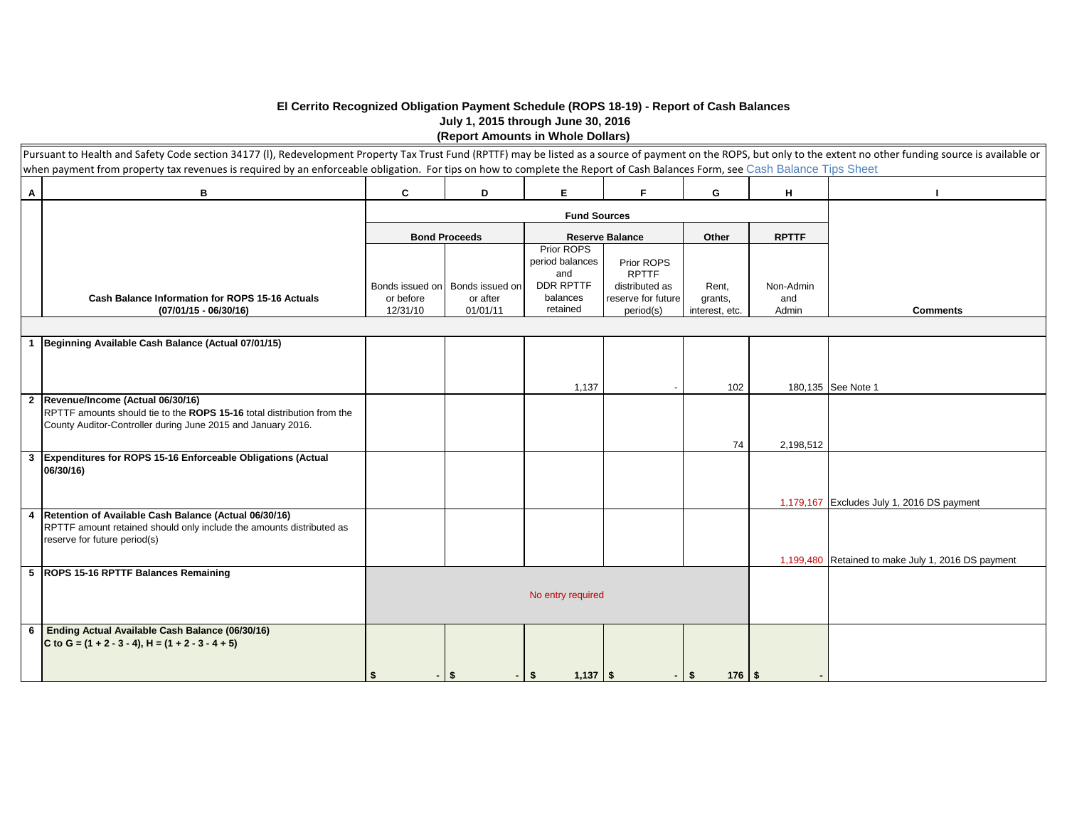# El Cerrito Recognized Obligation Payment Schedule (ROPS 18-19) - Report of Cash Balances

**July 1, 2015 through June 30, 2016**

**(Report Amounts in Whole Dollars)**

Pursuant to Health and Safety Code section 34177 (l), Redevelopment Property Tax Trust Fund (RPTTF) may be listed as a source of payment on the ROPS, but only to the extent no other funding source is available or when payment from property tax revenues is required by an enforceable obligation. For tips on how to complete the Report of Cash Balances Form, see Cash Balance Tips Sheet

| A | B | C | D | E | F | G | H | I |
|---|---|---|---|---|---|---|---|---|
| | | **Fund Sources** | | | | | | |
| | | **Bond Proceeds** | | **Reserve Balance** | | **Other** | **RPTTF** | |
| | **Cash Balance Information for ROPS 15-16 Actuals (07/01/15 - 06/30/16)** | Bonds issued on or before 12/31/10 | Bonds issued on or after 01/01/11 | Prior ROPS period balances and DDR RPTTF balances retained | Prior ROPS RPTTF distributed as reserve for future period(s) | Rent, grants, interest, etc. | Non-Admin and Admin | **Comments** |
| 1 | **Beginning Available Cash Balance (Actual 07/01/15)** | | | 1,137 | - | 102 | 180,135 | See Note 1 |
| 2 | **Revenue/Income (Actual 06/30/16)** RPTTF amounts should tie to the **ROPS 15-16** total distribution from the County Auditor-Controller during June 2015 and January 2016. | | | | | 74 | 2,198,512 | |
| 3 | **Expenditures for ROPS 15-16 Enforceable Obligations (Actual 06/30/16)** | | | | | | 1,179,167 | Excludes July 1, 2016 DS payment |
| 4 | **Retention of Available Cash Balance (Actual 06/30/16)** RPTTF amount retained should only include the amounts distributed as reserve for future period(s) | | | | | | 1,199,480 | Retained to make July 1, 2016 DS payment |
| 5 | **ROPS 15-16 RPTTF Balances Remaining** | No entry required | | | | | | |
| 6 | **Ending Actual Available Cash Balance (06/30/16)** **C to G = (1 + 2 - 3 - 4), H = (1 + 2 - 3 - 4 + 5)** | $ - | $ - | $ 1,137 | $ - | $ 176 | $ - | |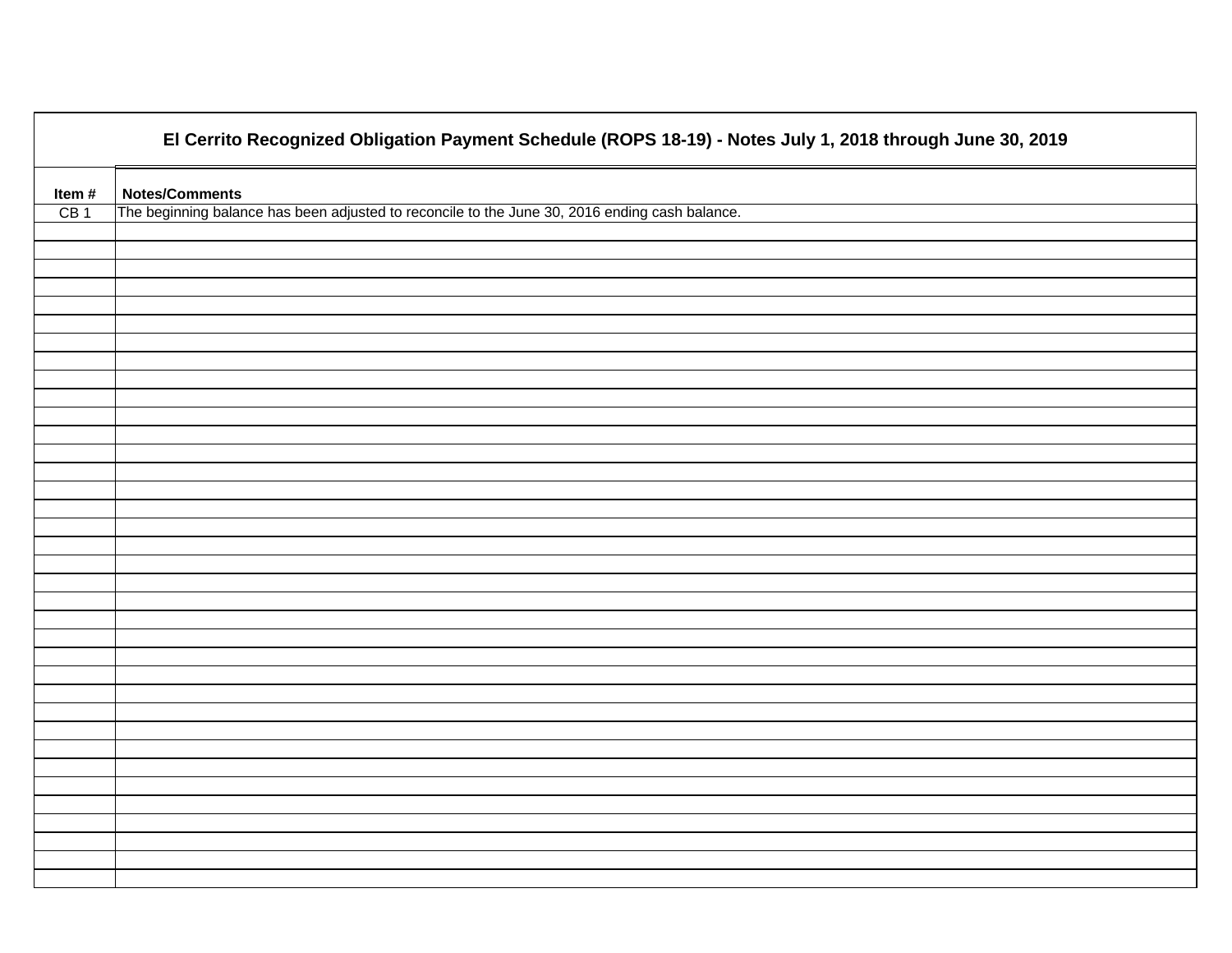# El Cerrito Recognized Obligation Payment Schedule (ROPS 18-19) - Notes July 1, 2018 through June 30, 2019

| Item # | Notes/Comments |
| --- | --- |
| CB 1 | The beginning balance has been adjusted to reconcile to the June 30, 2016 ending cash balance. |